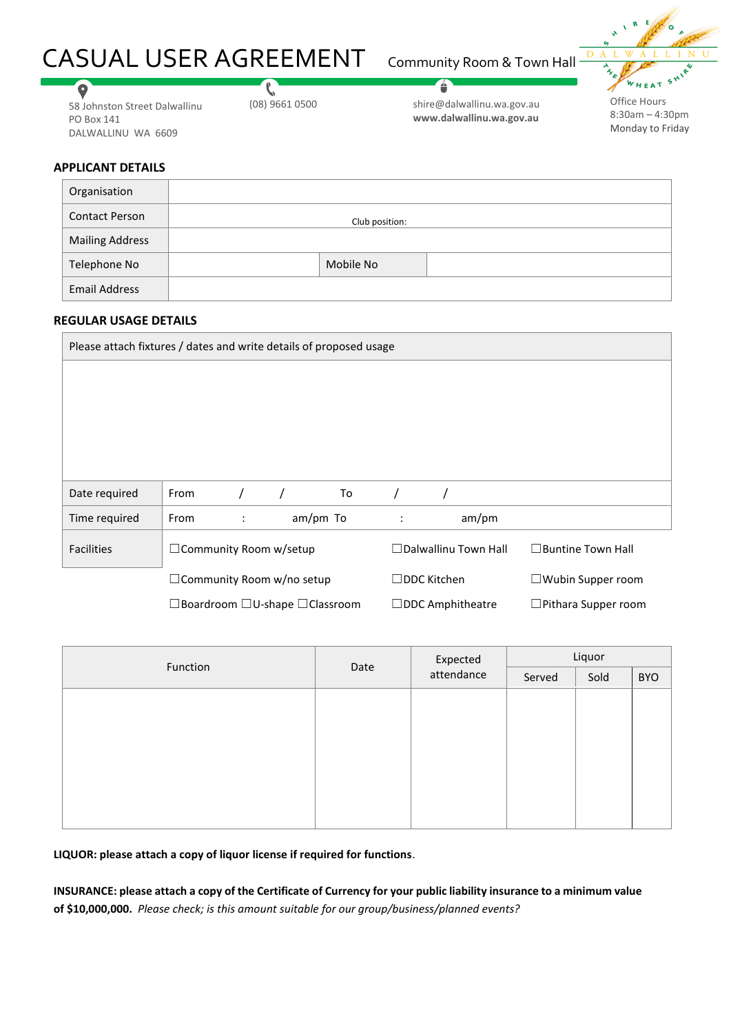# CASUAL USER AGREEMENT

Community Room & Town Hall

58 Johnston Street Dalwallinu
PO Box 141
DALWALLINU WA 6609

(08) 9661 0500

shire@dalwallinu.wa.gov.au
**www.dalwallinu.wa.gov.au**

SHIRE OF DALWALLINU — THE WHEAT SHIRE

Office Hours
8:30am – 4:30pm
Monday to Friday

## APPLICANT DETAILS

| | | | |
|---|---|---|---|
| Organisation | | | |
| Contact Person | Club position: | | |
| Mailing Address | | | |
| Telephone No | | Mobile No | |
| Email Address | | | |

## REGULAR USAGE DETAILS

| | |
|---|---|
| Please attach fixtures / dates and write details of proposed usage | |
| | |
| Date required | From / / To / / |
| Time required | From : am/pm To : am/pm |
| Facilities | ☐Community Room w/setup ☐Dalwallinu Town Hall ☐Buntine Town Hall |
| | ☐Community Room w/no setup ☐DDC Kitchen ☐Wubin Supper room |
| | ☐Boardroom ☐U-shape ☐Classroom ☐DDC Amphitheatre ☐Pithara Supper room |

| Function | Date | Expected attendance | Liquor | | |
|---|---|---|---|---|---|
| | | | Served | Sold | BYO |
| | | | | | |

**LIQUOR: please attach a copy of liquor license if required for functions**.

**INSURANCE: please attach a copy of the Certificate of Currency for your public liability insurance to a minimum value of $10,000,000.** *Please check; is this amount suitable for our group/business/planned events?*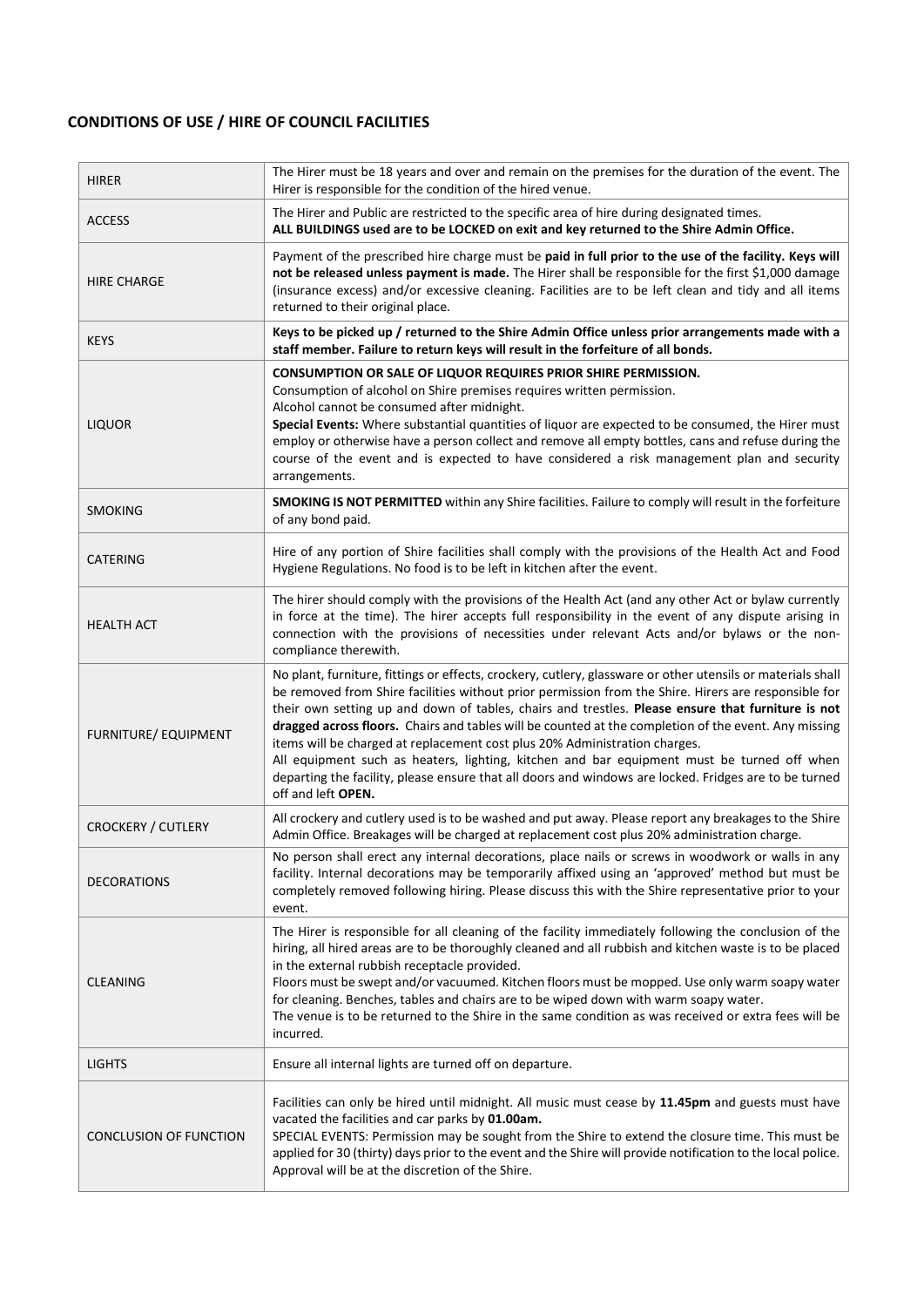## CONDITIONS OF USE / HIRE OF COUNCIL FACILITIES

| | |
|---|---|
| HIRER | The Hirer must be 18 years and over and remain on the premises for the duration of the event. The Hirer is responsible for the condition of the hired venue. |
| ACCESS | The Hirer and Public are restricted to the specific area of hire during designated times.<br>**ALL BUILDINGS used are to be LOCKED on exit and key returned to the Shire Admin Office.** |
| HIRE CHARGE | Payment of the prescribed hire charge must be **paid in full prior to the use of the facility. Keys will not be released unless payment is made.** The Hirer shall be responsible for the first $1,000 damage (insurance excess) and/or excessive cleaning. Facilities are to be left clean and tidy and all items returned to their original place. |
| KEYS | **Keys to be picked up / returned to the Shire Admin Office unless prior arrangements made with a staff member. Failure to return keys will result in the forfeiture of all bonds.** |
| LIQUOR | **CONSUMPTION OR SALE OF LIQUOR REQUIRES PRIOR SHIRE PERMISSION.**<br>Consumption of alcohol on Shire premises requires written permission.<br>Alcohol cannot be consumed after midnight.<br>**Special Events:** Where substantial quantities of liquor are expected to be consumed, the Hirer must employ or otherwise have a person collect and remove all empty bottles, cans and refuse during the course of the event and is expected to have considered a risk management plan and security arrangements. |
| SMOKING | **SMOKING IS NOT PERMITTED** within any Shire facilities. Failure to comply will result in the forfeiture of any bond paid. |
| CATERING | Hire of any portion of Shire facilities shall comply with the provisions of the Health Act and Food Hygiene Regulations. No food is to be left in kitchen after the event. |
| HEALTH ACT | The hirer should comply with the provisions of the Health Act (and any other Act or bylaw currently in force at the time). The hirer accepts full responsibility in the event of any dispute arising in connection with the provisions of necessities under relevant Acts and/or bylaws or the non-compliance therewith. |
| FURNITURE/ EQUIPMENT | No plant, furniture, fittings or effects, crockery, cutlery, glassware or other utensils or materials shall be removed from Shire facilities without prior permission from the Shire. Hirers are responsible for their own setting up and down of tables, chairs and trestles. **Please ensure that furniture is not dragged across floors.** Chairs and tables will be counted at the completion of the event. Any missing items will be charged at replacement cost plus 20% Administration charges.<br>All equipment such as heaters, lighting, kitchen and bar equipment must be turned off when departing the facility, please ensure that all doors and windows are locked. Fridges are to be turned off and left **OPEN.** |
| CROCKERY / CUTLERY | All crockery and cutlery used is to be washed and put away. Please report any breakages to the Shire Admin Office. Breakages will be charged at replacement cost plus 20% administration charge. |
| DECORATIONS | No person shall erect any internal decorations, place nails or screws in woodwork or walls in any facility. Internal decorations may be temporarily affixed using an 'approved' method but must be completely removed following hiring. Please discuss this with the Shire representative prior to your event. |
| CLEANING | The Hirer is responsible for all cleaning of the facility immediately following the conclusion of the hiring, all hired areas are to be thoroughly cleaned and all rubbish and kitchen waste is to be placed in the external rubbish receptacle provided.<br>Floors must be swept and/or vacuumed. Kitchen floors must be mopped. Use only warm soapy water for cleaning. Benches, tables and chairs are to be wiped down with warm soapy water.<br>The venue is to be returned to the Shire in the same condition as was received or extra fees will be incurred. |
| LIGHTS | Ensure all internal lights are turned off on departure. |
| CONCLUSION OF FUNCTION | Facilities can only be hired until midnight. All music must cease by **11.45pm** and guests must have vacated the facilities and car parks by **01.00am.**<br>SPECIAL EVENTS: Permission may be sought from the Shire to extend the closure time. This must be applied for 30 (thirty) days prior to the event and the Shire will provide notification to the local police. Approval will be at the discretion of the Shire. |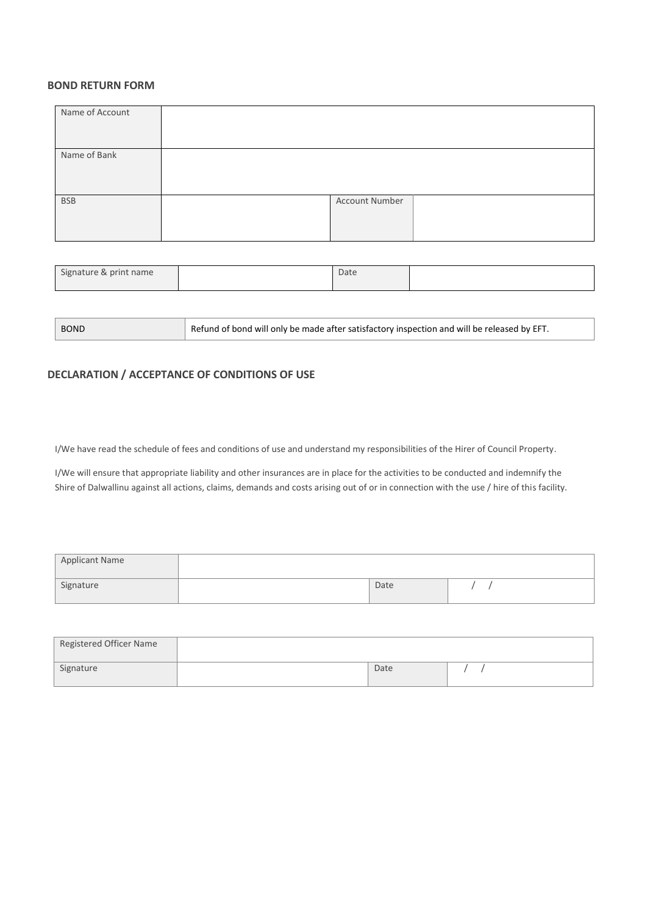### BOND RETURN FORM

| Name of Account | | | |
|---|---|---|---|
| Name of Bank | | | |
| BSB | | Account Number | |

| Signature & print name | | Date | |
|---|---|---|---|

| BOND | Refund of bond will only be made after satisfactory inspection and will be released by EFT. |
|---|---|

### DECLARATION / ACCEPTANCE OF CONDITIONS OF USE

I/We have read the schedule of fees and conditions of use and understand my responsibilities of the Hirer of Council Property.

I/We will ensure that appropriate liability and other insurances are in place for the activities to be conducted and indemnify the Shire of Dalwallinu against all actions, claims, demands and costs arising out of or in connection with the use / hire of this facility.

| Applicant Name | | | |
|---|---|---|---|
| Signature | | Date | / / |

| Registered Officer Name | | | |
|---|---|---|---|
| Signature | | Date | / / |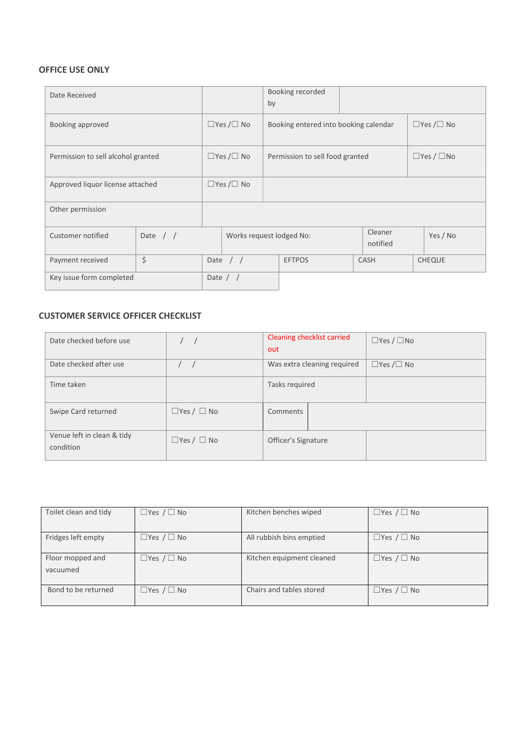## OFFICE USE ONLY

| | | | | | | |
|---|---|---|---|---|---|---|
| Date Received | | | Booking recorded by | | | |
| Booking approved | | ☐Yes /☐ No | Booking entered into booking calendar | | ☐Yes /☐ No | |
| Permission to sell alcohol granted | | ☐Yes /☐ No | Permission to sell food granted | | ☐Yes / ☐No | |
| Approved liquor license attached | | ☐Yes /☐ No | | | | |
| Other permission | | | | | | |
| Customer notified | Date / / | | Works request lodged No: | | Cleaner notified | Yes / No |
| Payment received | $ | Date / / | EFTPOS | | CASH | CHEQUE |
| Key issue form completed | | Date / / | | | | |

## CUSTOMER SERVICE OFFICER CHECKLIST

| | | | |
|---|---|---|---|
| Date checked before use | / / | Cleaning checklist carried out | ☐Yes / ☐No |
| Date checked after use | / / | Was extra cleaning required | ☐Yes /☐ No |
| Time taken | | Tasks required | |
| Swipe Card returned | ☐Yes / ☐ No | Comments | |
| Venue left in clean & tidy condition | ☐Yes / ☐ No | Officer's Signature | |

| | | | |
|---|---|---|---|
| Toilet clean and tidy | ☐Yes / ☐ No | Kitchen benches wiped | ☐Yes / ☐ No |
| Fridges left empty | ☐Yes / ☐ No | All rubbish bins emptied | ☐Yes / ☐ No |
| Floor mopped and vacuumed | ☐Yes / ☐ No | Kitchen equipment cleaned | ☐Yes / ☐ No |
| Bond to be returned | ☐Yes / ☐ No | Chairs and tables stored | ☐Yes / ☐ No |